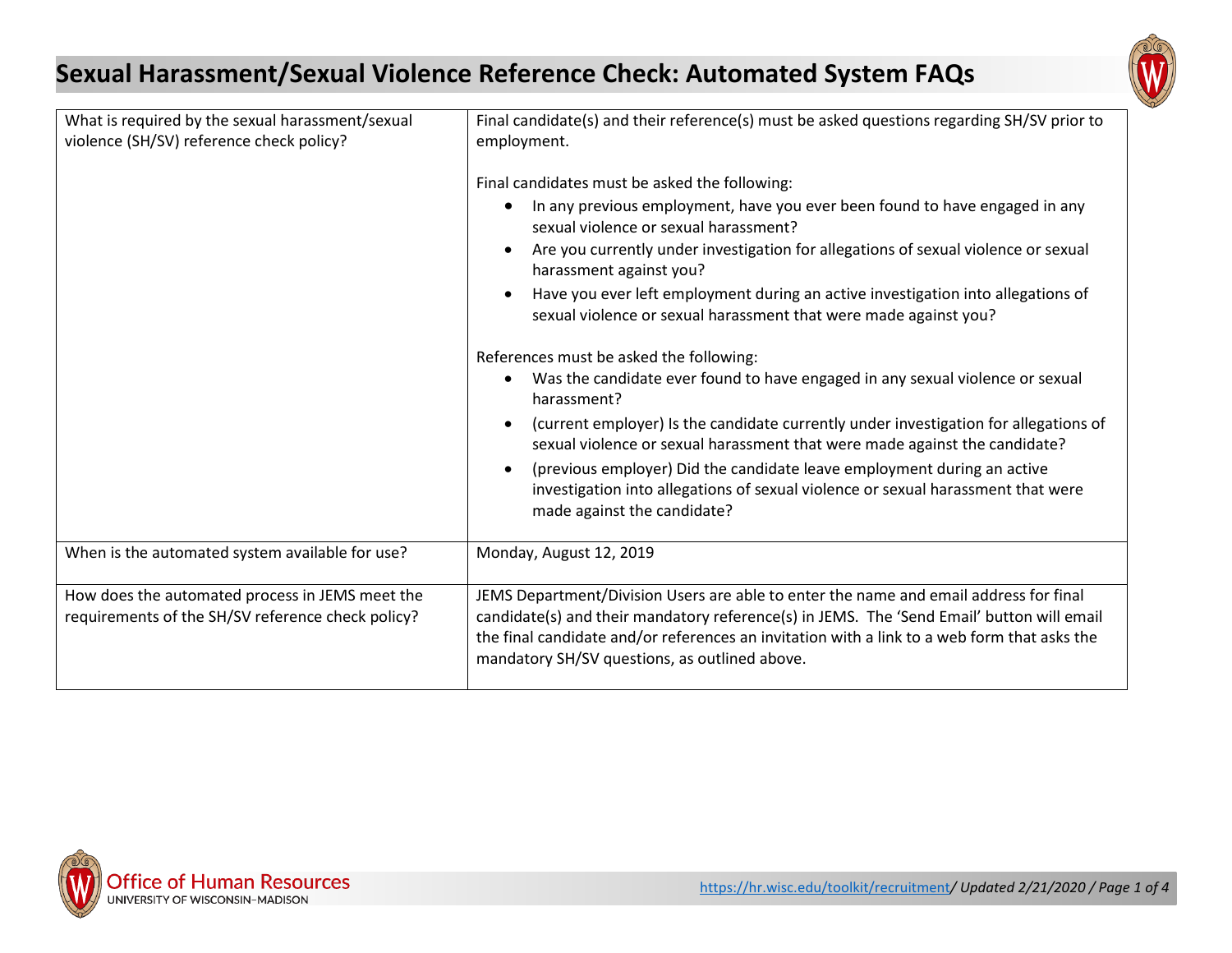# Sexual Harassment/Sexual Violence Reference Check: Automated System FAQs

| | |
|---|---|
| What is required by the sexual harassment/sexual violence (SH/SV) reference check policy? | Final candidate(s) and their reference(s) must be asked questions regarding SH/SV prior to employment.<br><br>Final candidates must be asked the following:<br>• In any previous employment, have you ever been found to have engaged in any sexual violence or sexual harassment?<br>• Are you currently under investigation for allegations of sexual violence or sexual harassment against you?<br>• Have you ever left employment during an active investigation into allegations of sexual violence or sexual harassment that were made against you?<br><br>References must be asked the following:<br>• Was the candidate ever found to have engaged in any sexual violence or sexual harassment?<br>• (current employer) Is the candidate currently under investigation for allegations of sexual violence or sexual harassment that were made against the candidate?<br>• (previous employer) Did the candidate leave employment during an active investigation into allegations of sexual violence or sexual harassment that were made against the candidate? |
| When is the automated system available for use? | Monday, August 12, 2019 |
| How does the automated process in JEMS meet the requirements of the SH/SV reference check policy? | JEMS Department/Division Users are able to enter the name and email address for final candidate(s) and their mandatory reference(s) in JEMS. The 'Send Email' button will email the final candidate and/or references an invitation with a link to a web form that asks the mandatory SH/SV questions, as outlined above. |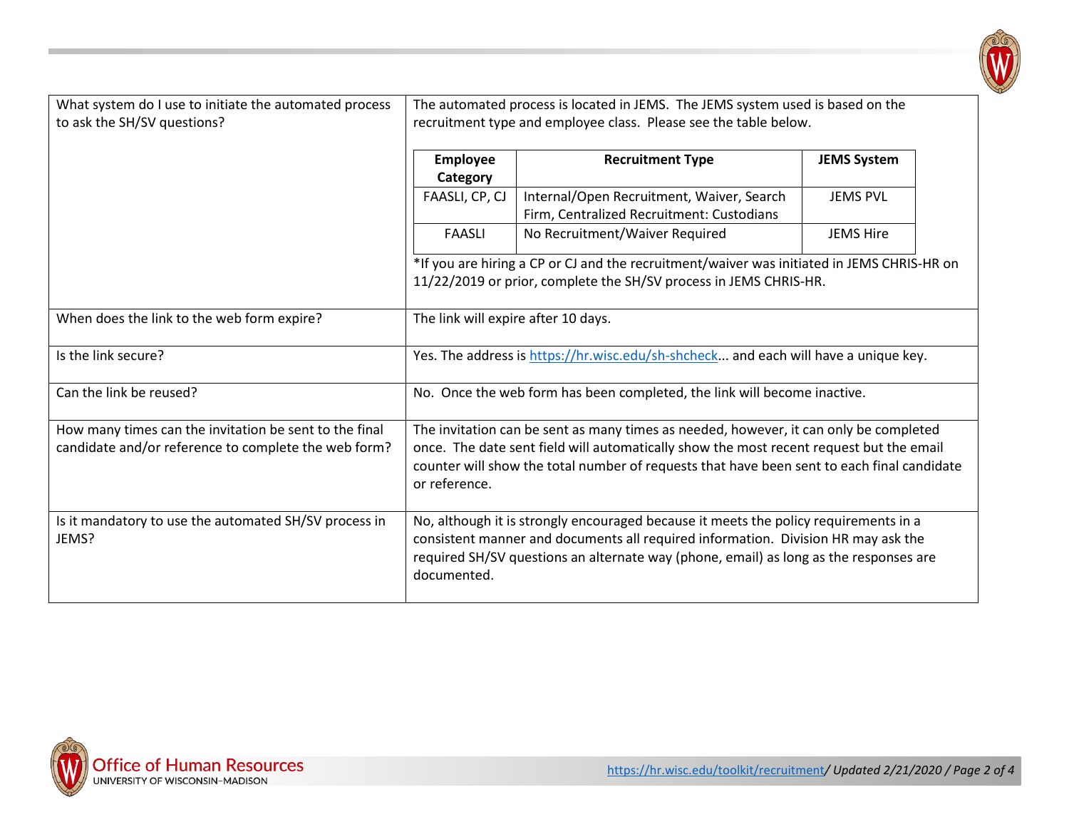| | |
|---|---|
| What system do I use to initiate the automated process to ask the SH/SV questions? | The automated process is located in JEMS. The JEMS system used is based on the recruitment type and employee class. Please see the table below.<br><br>**Employee Category** / **Recruitment Type** / **JEMS System**<br>FAASLI, CP, CJ / Internal/Open Recruitment, Waiver, Search Firm, Centralized Recruitment: Custodians / JEMS PVL<br>FAASLI / No Recruitment/Waiver Required / JEMS Hire<br><br>*If you are hiring a CP or CJ and the recruitment/waiver was initiated in JEMS CHRIS-HR on 11/22/2019 or prior, complete the SH/SV process in JEMS CHRIS-HR. |
| When does the link to the web form expire? | The link will expire after 10 days. |
| Is the link secure? | Yes. The address is https://hr.wisc.edu/sh-shcheck... and each will have a unique key. |
| Can the link be reused? | No. Once the web form has been completed, the link will become inactive. |
| How many times can the invitation be sent to the final candidate and/or reference to complete the web form? | The invitation can be sent as many times as needed, however, it can only be completed once. The date sent field will automatically show the most recent request but the email counter will show the total number of requests that have been sent to each final candidate or reference. |
| Is it mandatory to use the automated SH/SV process in JEMS? | No, although it is strongly encouraged because it meets the policy requirements in a consistent manner and documents all required information. Division HR may ask the required SH/SV questions an alternate way (phone, email) as long as the responses are documented. |

| Employee Category | Recruitment Type | JEMS System |
|---|---|---|
| FAASLI, CP, CJ | Internal/Open Recruitment, Waiver, Search Firm, Centralized Recruitment: Custodians | JEMS PVL |
| FAASLI | No Recruitment/Waiver Required | JEMS Hire |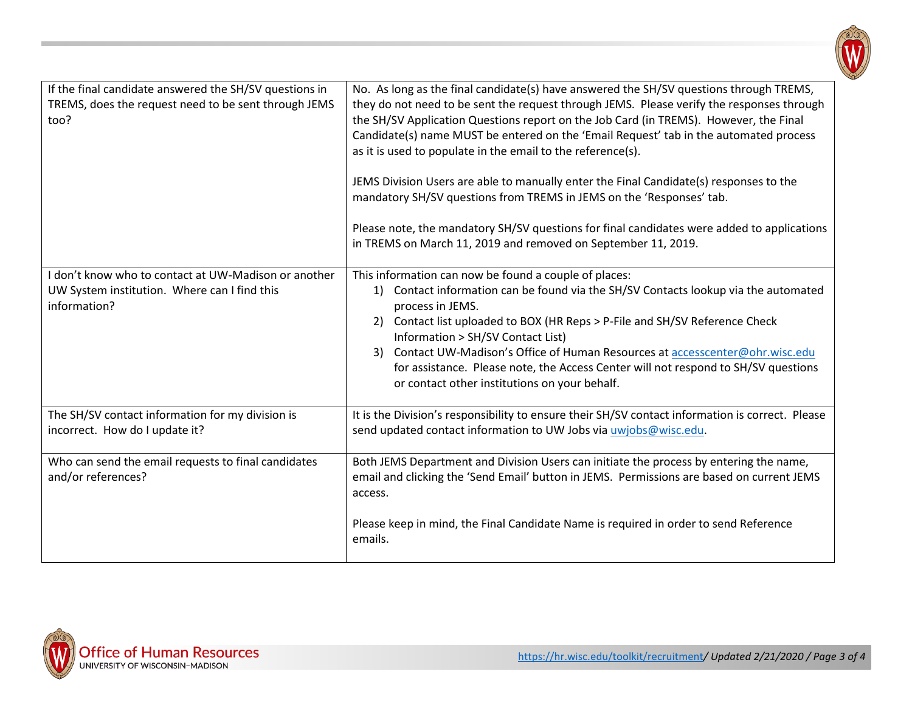| | |
|---|---|
| If the final candidate answered the SH/SV questions in TREMS, does the request need to be sent through JEMS too? | No. As long as the final candidate(s) have answered the SH/SV questions through TREMS, they do not need to be sent the request through JEMS. Please verify the responses through the SH/SV Application Questions report on the Job Card (in TREMS). However, the Final Candidate(s) name MUST be entered on the 'Email Request' tab in the automated process as it is used to populate in the email to the reference(s).<br><br>JEMS Division Users are able to manually enter the Final Candidate(s) responses to the mandatory SH/SV questions from TREMS in JEMS on the 'Responses' tab.<br><br>Please note, the mandatory SH/SV questions for final candidates were added to applications in TREMS on March 11, 2019 and removed on September 11, 2019. |
| I don't know who to contact at UW-Madison or another UW System institution. Where can I find this information? | This information can now be found a couple of places:<br>1) Contact information can be found via the SH/SV Contacts lookup via the automated process in JEMS.<br>2) Contact list uploaded to BOX (HR Reps > P-File and SH/SV Reference Check Information > SH/SV Contact List)<br>3) Contact UW-Madison's Office of Human Resources at accesscenter@ohr.wisc.edu for assistance. Please note, the Access Center will not respond to SH/SV questions or contact other institutions on your behalf. |
| The SH/SV contact information for my division is incorrect. How do I update it? | It is the Division's responsibility to ensure their SH/SV contact information is correct. Please send updated contact information to UW Jobs via uwjobs@wisc.edu. |
| Who can send the email requests to final candidates and/or references? | Both JEMS Department and Division Users can initiate the process by entering the name, email and clicking the 'Send Email' button in JEMS. Permissions are based on current JEMS access.<br><br>Please keep in mind, the Final Candidate Name is required in order to send Reference emails. |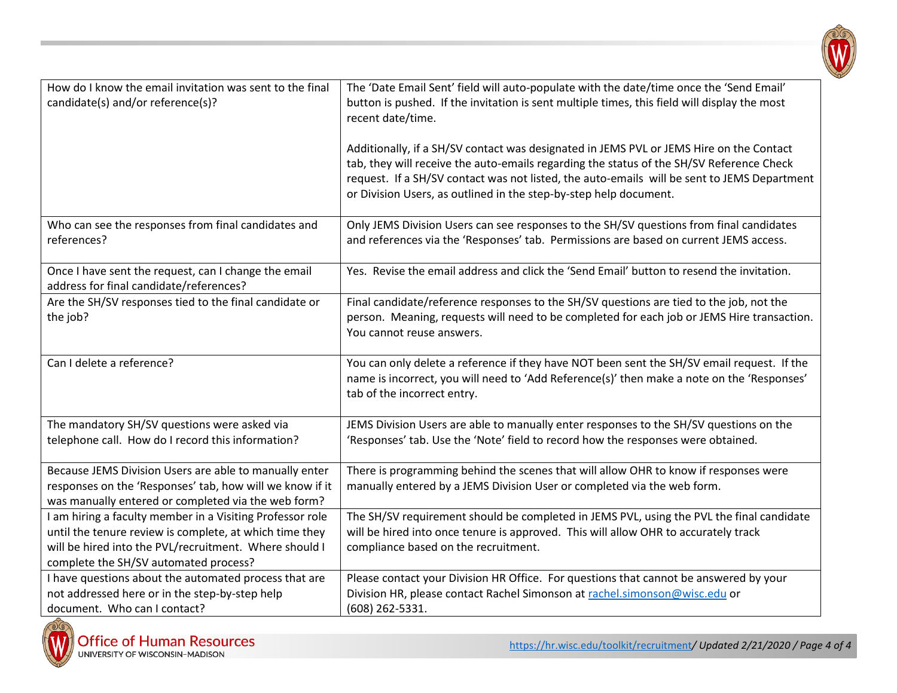| | |
|---|---|
| How do I know the email invitation was sent to the final candidate(s) and/or reference(s)? | The 'Date Email Sent' field will auto-populate with the date/time once the 'Send Email' button is pushed. If the invitation is sent multiple times, this field will display the most recent date/time.<br><br>Additionally, if a SH/SV contact was designated in JEMS PVL or JEMS Hire on the Contact tab, they will receive the auto-emails regarding the status of the SH/SV Reference Check request. If a SH/SV contact was not listed, the auto-emails will be sent to JEMS Department or Division Users, as outlined in the step-by-step help document. |
| Who can see the responses from final candidates and references? | Only JEMS Division Users can see responses to the SH/SV questions from final candidates and references via the 'Responses' tab. Permissions are based on current JEMS access. |
| Once I have sent the request, can I change the email address for final candidate/references? | Yes. Revise the email address and click the 'Send Email' button to resend the invitation. |
| Are the SH/SV responses tied to the final candidate or the job? | Final candidate/reference responses to the SH/SV questions are tied to the job, not the person. Meaning, requests will need to be completed for each job or JEMS Hire transaction. You cannot reuse answers. |
| Can I delete a reference? | You can only delete a reference if they have NOT been sent the SH/SV email request. If the name is incorrect, you will need to 'Add Reference(s)' then make a note on the 'Responses' tab of the incorrect entry. |
| The mandatory SH/SV questions were asked via telephone call. How do I record this information? | JEMS Division Users are able to manually enter responses to the SH/SV questions on the 'Responses' tab. Use the 'Note' field to record how the responses were obtained. |
| Because JEMS Division Users are able to manually enter responses on the 'Responses' tab, how will we know if it was manually entered or completed via the web form? | There is programming behind the scenes that will allow OHR to know if responses were manually entered by a JEMS Division User or completed via the web form. |
| I am hiring a faculty member in a Visiting Professor role until the tenure review is complete, at which time they will be hired into the PVL/recruitment. Where should I complete the SH/SV automated process? | The SH/SV requirement should be completed in JEMS PVL, using the PVL the final candidate will be hired into once tenure is approved. This will allow OHR to accurately track compliance based on the recruitment. |
| I have questions about the automated process that are not addressed here or in the step-by-step help document. Who can I contact? | Please contact your Division HR Office. For questions that cannot be answered by your Division HR, please contact Rachel Simonson at rachel.simonson@wisc.edu or (608) 262-5331. |